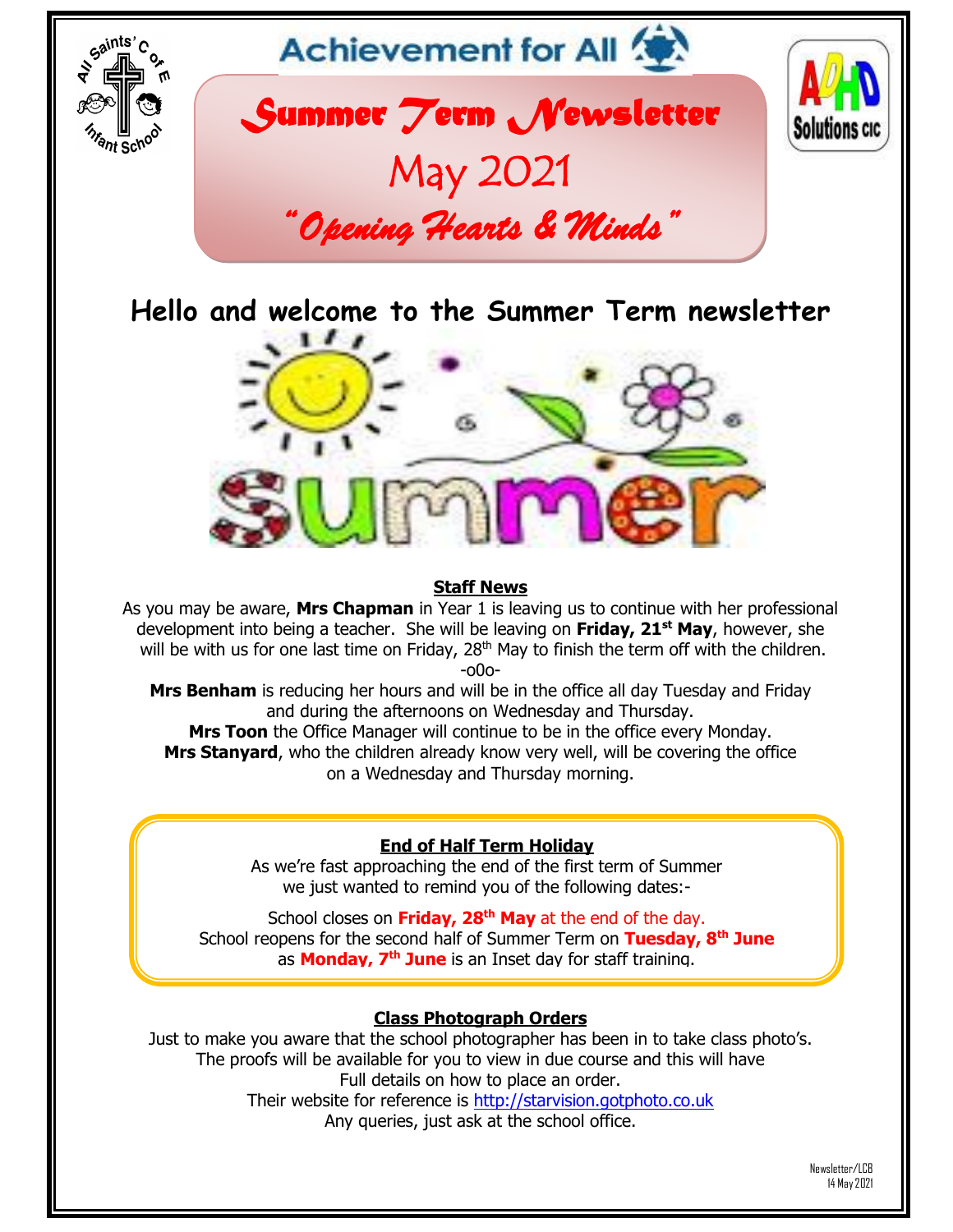Achievement for All

# *Summer Term Newsletter*

May 2021

*"Opening Hearts & Minds"*

## Hello and welcome to the Summer Term newsletter

### Staff News

As you may be aware, **Mrs Chapman** in Year 1 is leaving us to continue with her professional development into being a teacher. She will be leaving on **Friday, 21st May**, however, she will be with us for one last time on Friday, 28th May to finish the term off with the children.

-o0o-

**Mrs Benham** is reducing her hours and will be in the office all day Tuesday and Friday and during the afternoons on Wednesday and Thursday.

**Mrs Toon** the Office Manager will continue to be in the office every Monday.

**Mrs Stanyard**, who the children already know very well, will be covering the office on a Wednesday and Thursday morning.

### End of Half Term Holiday

As we're fast approaching the end of the first term of Summer we just wanted to remind you of the following dates:-

School closes on **Friday, 28th May** at the end of the day.
School reopens for the second half of Summer Term on **Tuesday, 8th June** as **Monday, 7th June** is an Inset day for staff training.

### Class Photograph Orders

Just to make you aware that the school photographer has been in to take class photo's. The proofs will be available for you to view in due course and this will have Full details on how to place an order.

Their website for reference is http://starvision.gotphoto.co.uk

Any queries, just ask at the school office.

Newsletter/LCB
14 May 2021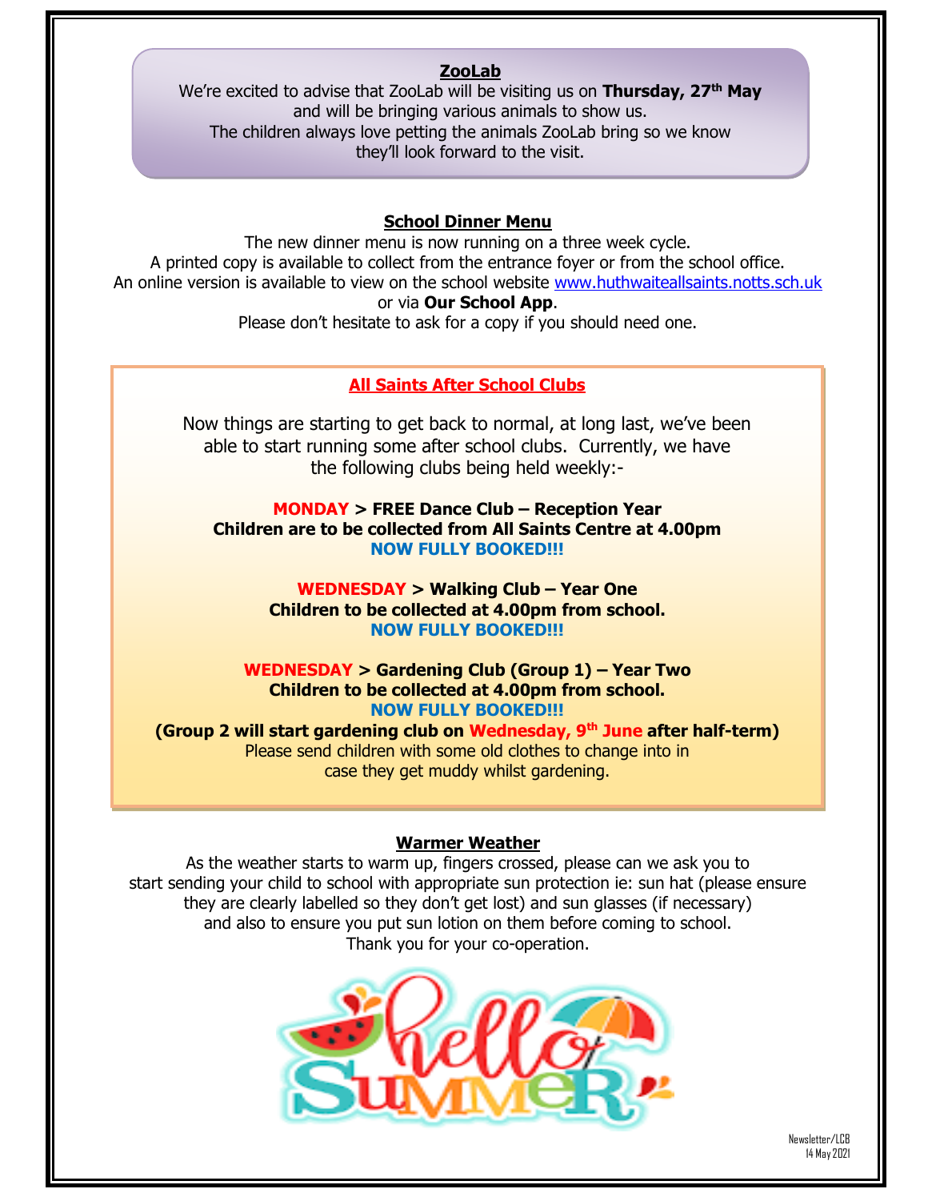## ZooLab

We're excited to advise that ZooLab will be visiting us on **Thursday, 27th May** and will be bringing various animals to show us.
The children always love petting the animals ZooLab bring so we know they'll look forward to the visit.

## School Dinner Menu

The new dinner menu is now running on a three week cycle.
A printed copy is available to collect from the entrance foyer or from the school office.
An online version is available to view on the school website www.huthwaiteallsaints.notts.sch.uk or via **Our School App**.
Please don't hesitate to ask for a copy if you should need one.

## All Saints After School Clubs

Now things are starting to get back to normal, at long last, we've been able to start running some after school clubs. Currently, we have the following clubs being held weekly:-

**MONDAY > FREE Dance Club – Reception Year**
**Children are to be collected from All Saints Centre at 4.00pm**
**NOW FULLY BOOKED!!!**

**WEDNESDAY > Walking Club – Year One**
**Children to be collected at 4.00pm from school.**
**NOW FULLY BOOKED!!!**

**WEDNESDAY > Gardening Club (Group 1) – Year Two**
**Children to be collected at 4.00pm from school.**
**NOW FULLY BOOKED!!!**
**(Group 2 will start gardening club on Wednesday, 9th June after half-term)**
Please send children with some old clothes to change into in case they get muddy whilst gardening.

## Warmer Weather

As the weather starts to warm up, fingers crossed, please can we ask you to start sending your child to school with appropriate sun protection ie: sun hat (please ensure they are clearly labelled so they don't get lost) and sun glasses (if necessary) and also to ensure you put sun lotion on them before coming to school.
Thank you for your co-operation.

Newsletter/LCB
14 May 2021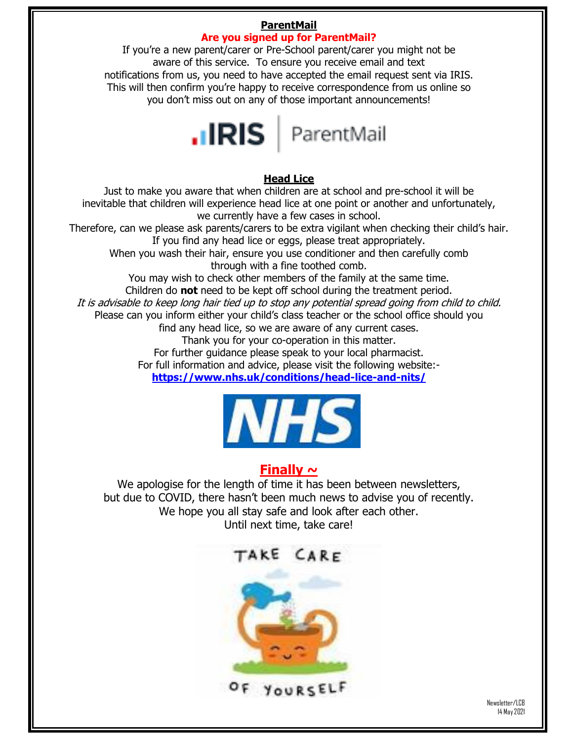## ParentMail

**Are you signed up for ParentMail?**

If you're a new parent/carer or Pre-School parent/carer you might not be aware of this service. To ensure you receive email and text notifications from us, you need to have accepted the email request sent via IRIS. This will then confirm you're happy to receive correspondence from us online so you don't miss out on any of those important announcements!

## Head Lice

Just to make you aware that when children are at school and pre-school it will be inevitable that children will experience head lice at one point or another and unfortunately, we currently have a few cases in school.

Therefore, can we please ask parents/carers to be extra vigilant when checking their child's hair.
If you find any head lice or eggs, please treat appropriately.
When you wash their hair, ensure you use conditioner and then carefully comb through with a fine toothed comb.
You may wish to check other members of the family at the same time.
Children do **not** need to be kept off school during the treatment period.
*It is advisable to keep long hair tied up to stop any potential spread going from child to child.*
Please can you inform either your child's class teacher or the school office should you find any head lice, so we are aware of any current cases.
Thank you for your co-operation in this matter.
For further guidance please speak to your local pharmacist.
For full information and advice, please visit the following website:-
**https://www.nhs.uk/conditions/head-lice-and-nits/**

## Finally ~

We apologise for the length of time it has been between newsletters, but due to COVID, there hasn't been much news to advise you of recently.
We hope you all stay safe and look after each other.
Until next time, take care!

Newsletter/LCB
14 May 2021